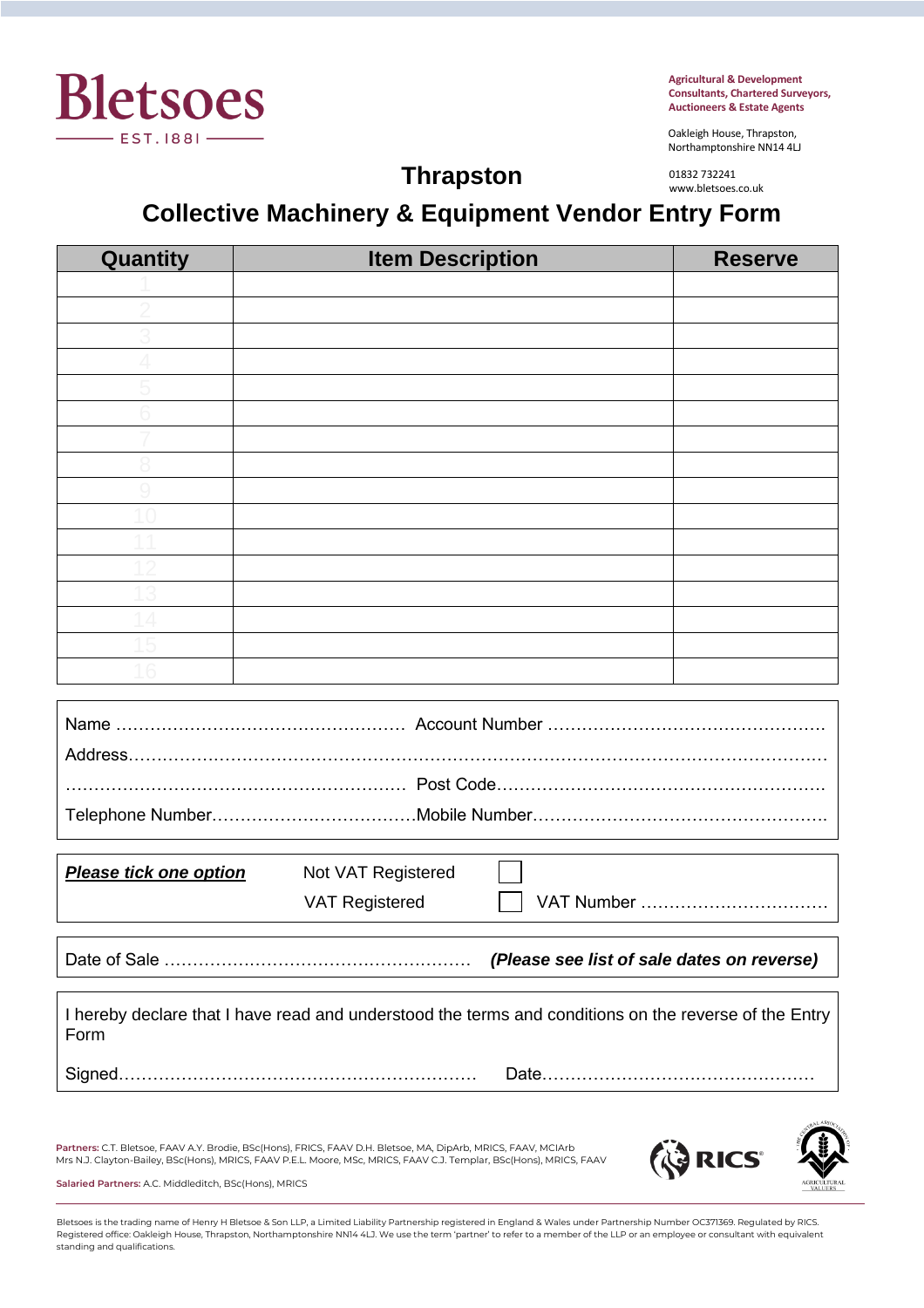Bletsoes
EST. 1881

**Agricultural & Development Consultants, Chartered Surveyors, Auctioneers & Estate Agents**

Oakleigh House, Thrapston,
Northamptonshire NN14 4LJ

01832 732241
www.bletsoes.co.uk

# Thrapston

## Collective Machinery & Equipment Vendor Entry Form

| Quantity | Item Description | Reserve |
|---|---|---|
| 1 | | |
| 2 | | |
| 3 | | |
| 4 | | |
| 5 | | |
| 6 | | |
| 7 | | |
| 8 | | |
| 9 | | |
| 10 | | |
| 11 | | |
| 12 | | |
| 13 | | |
| 14 | | |
| 15 | | |
| 16 | | |

Name ……………………………………………… Account Number …………………………………………

Address……………………………………………………………………………………………………

……………………………………………………… Post Code………………………………………………

Telephone Number………………………………Mobile Number……………………………………………

***Please tick one option*** Not VAT Registered ☐

VAT Registered ☐ VAT Number ……………………………

Date of Sale ……………………………………………… ***(Please see list of sale dates on reverse)***

I hereby declare that I have read and understood the terms and conditions on the reverse of the Entry Form

Signed……………………………………………………… Date…………………………………………

**Partners:** C.T. Bletsoe, FAAV A.Y. Brodie, BSc(Hons), FRICS, FAAV D.H. Bletsoe, MA, DipArb, MRICS, FAAV, MCIArb
Mrs N.J. Clayton-Bailey, BSc(Hons), MRICS, FAAV P.E.L. Moore, MSc, MRICS, FAAV C.J. Templar, BSc(Hons), MRICS, FAAV

**Salaried Partners:** A.C. Middleditch, BSc(Hons), MRICS

RICS

Bletsoes is the trading name of Henry H Bletsoe & Son LLP, a Limited Liability Partnership registered in England & Wales under Partnership Number OC371369. Regulated by RICS. Registered office: Oakleigh House, Thrapston, Northamptonshire NN14 4LJ. We use the term 'partner' to refer to a member of the LLP or an employee or consultant with equivalent standing and qualifications.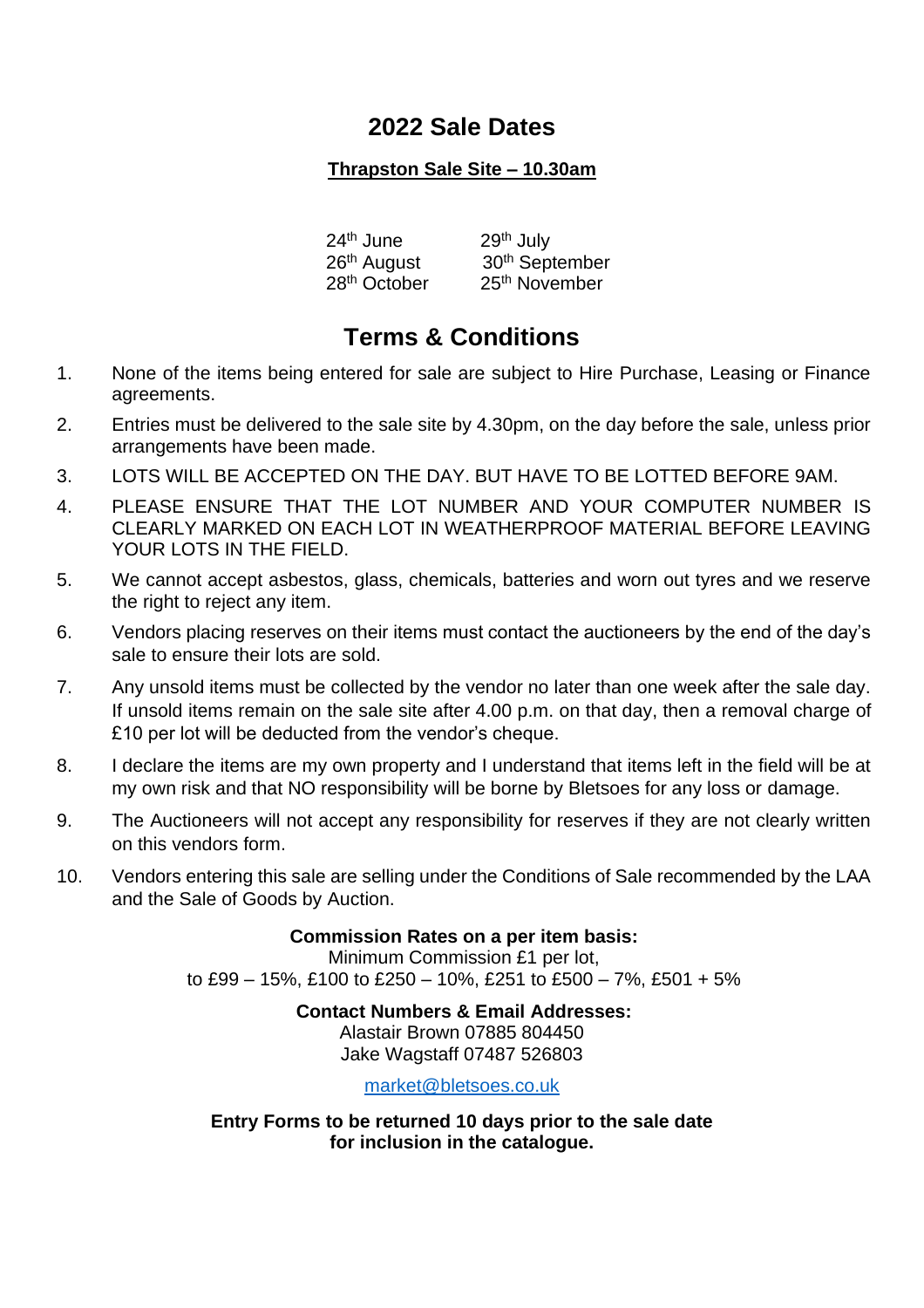# 2022 Sale Dates

**<u>Thrapston Sale Site – 10.30am</u>**

| | |
|---|---|
| 24th June | 29th July |
| 26th August | 30th September |
| 28th October | 25th November |

# Terms & Conditions

1. None of the items being entered for sale are subject to Hire Purchase, Leasing or Finance agreements.
2. Entries must be delivered to the sale site by 4.30pm, on the day before the sale, unless prior arrangements have been made.
3. LOTS WILL BE ACCEPTED ON THE DAY. BUT HAVE TO BE LOTTED BEFORE 9AM.
4. PLEASE ENSURE THAT THE LOT NUMBER AND YOUR COMPUTER NUMBER IS CLEARLY MARKED ON EACH LOT IN WEATHERPROOF MATERIAL BEFORE LEAVING YOUR LOTS IN THE FIELD.
5. We cannot accept asbestos, glass, chemicals, batteries and worn out tyres and we reserve the right to reject any item.
6. Vendors placing reserves on their items must contact the auctioneers by the end of the day's sale to ensure their lots are sold.
7. Any unsold items must be collected by the vendor no later than one week after the sale day. If unsold items remain on the sale site after 4.00 p.m. on that day, then a removal charge of £10 per lot will be deducted from the vendor's cheque.
8. I declare the items are my own property and I understand that items left in the field will be at my own risk and that NO responsibility will be borne by Bletsoes for any loss or damage.
9. The Auctioneers will not accept any responsibility for reserves if they are not clearly written on this vendors form.
10. Vendors entering this sale are selling under the Conditions of Sale recommended by the LAA and the Sale of Goods by Auction.

**Commission Rates on a per item basis:**
Minimum Commission £1 per lot,
to £99 – 15%, £100 to £250 – 10%, £251 to £500 – 7%, £501 + 5%

**Contact Numbers & Email Addresses:**
Alastair Brown 07885 804450
Jake Wagstaff 07487 526803

market@bletsoes.co.uk

**Entry Forms to be returned 10 days prior to the sale date for inclusion in the catalogue.**